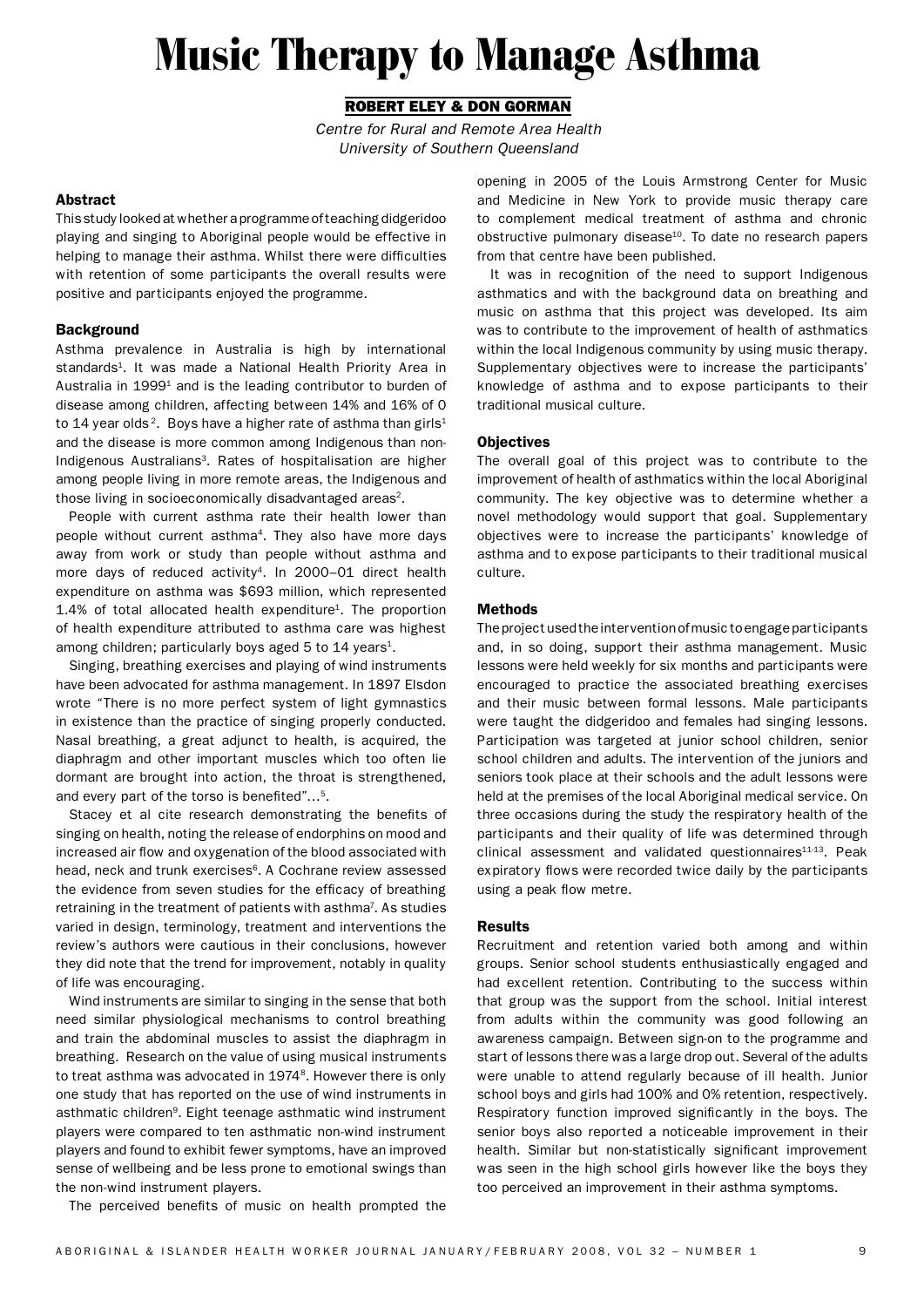# Music Therapy to Manage Asthma

**ROBERT ELEY & DON GORMAN**

*Centre for Rural and Remote Area Health*
*University of Southern Queensland*

## Abstract

This study looked at whether a programme of teaching didgeridoo playing and singing to Aboriginal people would be effective in helping to manage their asthma. Whilst there were difficulties with retention of some participants the overall results were positive and participants enjoyed the programme.

## Background

Asthma prevalence in Australia is high by international standards[1]. It was made a National Health Priority Area in Australia in 1999[1] and is the leading contributor to burden of disease among children, affecting between 14% and 16% of 0 to 14 year olds[2]. Boys have a higher rate of asthma than girls[1] and the disease is more common among Indigenous than non-Indigenous Australians[3]. Rates of hospitalisation are higher among people living in more remote areas, the Indigenous and those living in socioeconomically disadvantaged areas[2].

People with current asthma rate their health lower than people without current asthma[4]. They also have more days away from work or study than people without asthma and more days of reduced activity[4]. In 2000–01 direct health expenditure on asthma was $693 million, which represented 1.4% of total allocated health expenditure[1]. The proportion of health expenditure attributed to asthma care was highest among children; particularly boys aged 5 to 14 years[1].

Singing, breathing exercises and playing of wind instruments have been advocated for asthma management. In 1897 Elsdon wrote "There is no more perfect system of light gymnastics in existence than the practice of singing properly conducted. Nasal breathing, a great adjunct to health, is acquired, the diaphragm and other important muscles which too often lie dormant are brought into action, the throat is strengthened, and every part of the torso is benefited"...[5].

Stacey et al cite research demonstrating the benefits of singing on health, noting the release of endorphins on mood and increased air flow and oxygenation of the blood associated with head, neck and trunk exercises[6]. A Cochrane review assessed the evidence from seven studies for the efficacy of breathing retraining in the treatment of patients with asthma[7]. As studies varied in design, terminology, treatment and interventions the review's authors were cautious in their conclusions, however they did note that the trend for improvement, notably in quality of life was encouraging.

Wind instruments are similar to singing in the sense that both need similar physiological mechanisms to control breathing and train the abdominal muscles to assist the diaphragm in breathing. Research on the value of using musical instruments to treat asthma was advocated in 1974[8]. However there is only one study that has reported on the use of wind instruments in asthmatic children[9]. Eight teenage asthmatic wind instrument players were compared to ten asthmatic non-wind instrument players and found to exhibit fewer symptoms, have an improved sense of wellbeing and be less prone to emotional swings than the non-wind instrument players.

The perceived benefits of music on health prompted the opening in 2005 of the Louis Armstrong Center for Music and Medicine in New York to provide music therapy care to complement medical treatment of asthma and chronic obstructive pulmonary disease[10]. To date no research papers from that centre have been published.

It was in recognition of the need to support Indigenous asthmatics and with the background data on breathing and music on asthma that this project was developed. Its aim was to contribute to the improvement of health of asthmatics within the local Indigenous community by using music therapy. Supplementary objectives were to increase the participants' knowledge of asthma and to expose participants to their traditional musical culture.

## Objectives

The overall goal of this project was to contribute to the improvement of health of asthmatics within the local Aboriginal community. The key objective was to determine whether a novel methodology would support that goal. Supplementary objectives were to increase the participants' knowledge of asthma and to expose participants to their traditional musical culture.

## Methods

The project used the intervention of music to engage participants and, in so doing, support their asthma management. Music lessons were held weekly for six months and participants were encouraged to practice the associated breathing exercises and their music between formal lessons. Male participants were taught the didgeridoo and females had singing lessons. Participation was targeted at junior school children, senior school children and adults. The intervention of the juniors and seniors took place at their schools and the adult lessons were held at the premises of the local Aboriginal medical service. On three occasions during the study the respiratory health of the participants and their quality of life was determined through clinical assessment and validated questionnaires[11-13]. Peak expiratory flows were recorded twice daily by the participants using a peak flow metre.

## Results

Recruitment and retention varied both among and within groups. Senior school students enthusiastically engaged and had excellent retention. Contributing to the success within that group was the support from the school. Initial interest from adults within the community was good following an awareness campaign. Between sign-on to the programme and start of lessons there was a large drop out. Several of the adults were unable to attend regularly because of ill health. Junior school boys and girls had 100% and 0% retention, respectively. Respiratory function improved significantly in the boys. The senior boys also reported a noticeable improvement in their health. Similar but non-statistically significant improvement was seen in the high school girls however like the boys they too perceived an improvement in their asthma symptoms.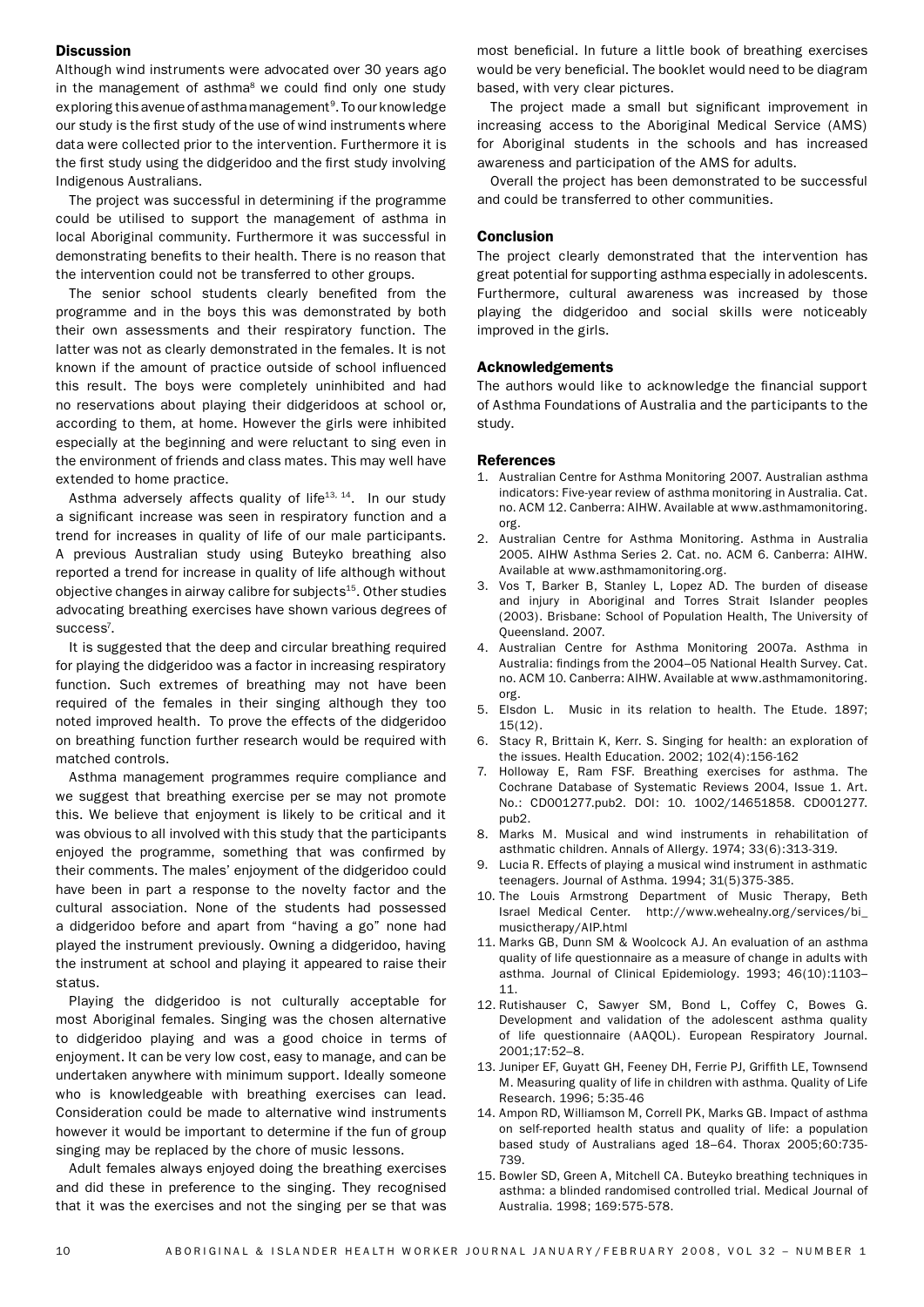## Discussion

Although wind instruments were advocated over 30 years ago in the management of asthma[8] we could find only one study exploring this avenue of asthma management[9]. To our knowledge our study is the first study of the use of wind instruments where data were collected prior to the intervention. Furthermore it is the first study using the didgeridoo and the first study involving Indigenous Australians.

The project was successful in determining if the programme could be utilised to support the management of asthma in local Aboriginal community. Furthermore it was successful in demonstrating benefits to their health. There is no reason that the intervention could not be transferred to other groups.

The senior school students clearly benefited from the programme and in the boys this was demonstrated by both their own assessments and their respiratory function. The latter was not as clearly demonstrated in the females. It is not known if the amount of practice outside of school influenced this result. The boys were completely uninhibited and had no reservations about playing their didgeridoos at school or, according to them, at home. However the girls were inhibited especially at the beginning and were reluctant to sing even in the environment of friends and class mates. This may well have extended to home practice.

Asthma adversely affects quality of life[13, 14]. In our study a significant increase was seen in respiratory function and a trend for increases in quality of life of our male participants. A previous Australian study using Buteyko breathing also reported a trend for increase in quality of life although without objective changes in airway calibre for subjects[15]. Other studies advocating breathing exercises have shown various degrees of success[7].

It is suggested that the deep and circular breathing required for playing the didgeridoo was a factor in increasing respiratory function. Such extremes of breathing may not have been required of the females in their singing although they too noted improved health. To prove the effects of the didgeridoo on breathing function further research would be required with matched controls.

Asthma management programmes require compliance and we suggest that breathing exercise per se may not promote this. We believe that enjoyment is likely to be critical and it was obvious to all involved with this study that the participants enjoyed the programme, something that was confirmed by their comments. The males' enjoyment of the didgeridoo could have been in part a response to the novelty factor and the cultural association. None of the students had possessed a didgeridoo before and apart from "having a go" none had played the instrument previously. Owning a didgeridoo, having the instrument at school and playing it appeared to raise their status.

Playing the didgeridoo is not culturally acceptable for most Aboriginal females. Singing was the chosen alternative to didgeridoo playing and was a good choice in terms of enjoyment. It can be very low cost, easy to manage, and can be undertaken anywhere with minimum support. Ideally someone who is knowledgeable with breathing exercises can lead. Consideration could be made to alternative wind instruments however it would be important to determine if the fun of group singing may be replaced by the chore of music lessons.

Adult females always enjoyed doing the breathing exercises and did these in preference to the singing. They recognised that it was the exercises and not the singing per se that was most beneficial. In future a little book of breathing exercises would be very beneficial. The booklet would need to be diagram based, with very clear pictures.

The project made a small but significant improvement in increasing access to the Aboriginal Medical Service (AMS) for Aboriginal students in the schools and has increased awareness and participation of the AMS for adults.

Overall the project has been demonstrated to be successful and could be transferred to other communities.

## Conclusion

The project clearly demonstrated that the intervention has great potential for supporting asthma especially in adolescents. Furthermore, cultural awareness was increased by those playing the didgeridoo and social skills were noticeably improved in the girls.

## Acknowledgements

The authors would like to acknowledge the financial support of Asthma Foundations of Australia and the participants to the study.

## References

1. Australian Centre for Asthma Monitoring 2007. Australian asthma indicators: Five-year review of asthma monitoring in Australia. Cat. no. ACM 12. Canberra: AIHW. Available at www.asthmamonitoring.org.
2. Australian Centre for Asthma Monitoring. Asthma in Australia 2005. AIHW Asthma Series 2. Cat. no. ACM 6. Canberra: AIHW. Available at www.asthmamonitoring.org.
3. Vos T, Barker B, Stanley L, Lopez AD. The burden of disease and injury in Aboriginal and Torres Strait Islander peoples (2003). Brisbane: School of Population Health, The University of Queensland. 2007.
4. Australian Centre for Asthma Monitoring 2007a. Asthma in Australia: findings from the 2004–05 National Health Survey. Cat. no. ACM 10. Canberra: AIHW. Available at www.asthmamonitoring.org.
5. Elsdon L. Music in its relation to health. The Etude. 1897; 15(12).
6. Stacy R, Brittain K, Kerr. S. Singing for health: an exploration of the issues. Health Education. 2002; 102(4):156-162
7. Holloway E, Ram FSF. Breathing exercises for asthma. The Cochrane Database of Systematic Reviews 2004, Issue 1. Art. No.: CD001277.pub2. DOI: 10. 1002/14651858. CD001277. pub2.
8. Marks M. Musical and wind instruments in rehabilitation of asthmatic children. Annals of Allergy. 1974; 33(6):313-319.
9. Lucia R. Effects of playing a musical wind instrument in asthmatic teenagers. Journal of Asthma. 1994; 31(5)375-385.
10. The Louis Armstrong Department of Music Therapy, Beth Israel Medical Center. http://www.wehealny.org/services/bi_musictherapy/AIP.html
11. Marks GB, Dunn SM & Woolcock AJ. An evaluation of an asthma quality of life questionnaire as a measure of change in adults with asthma. Journal of Clinical Epidemiology. 1993; 46(10):1103–11.
12. Rutishauser C, Sawyer SM, Bond L, Coffey C, Bowes G. Development and validation of the adolescent asthma quality of life questionnaire (AAQOL). European Respiratory Journal. 2001;17:52–8.
13. Juniper EF, Guyatt GH, Feeney DH, Ferrie PJ, Griffith LE, Townsend M. Measuring quality of life in children with asthma. Quality of Life Research. 1996; 5:35-46
14. Ampon RD, Williamson M, Correll PK, Marks GB. Impact of asthma on self-reported health status and quality of life: a population based study of Australians aged 18–64. Thorax 2005;60:735-739.
15. Bowler SD, Green A, Mitchell CA. Buteyko breathing techniques in asthma: a blinded randomised controlled trial. Medical Journal of Australia. 1998; 169:575-578.